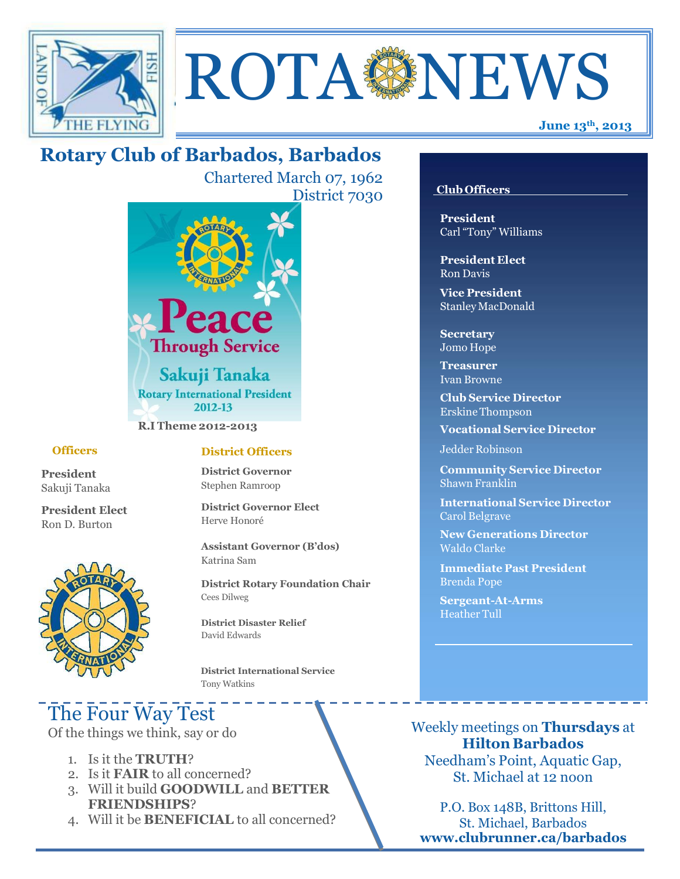# ROTA NEWS

**June 13th, 2013**

## Rotary Club of Barbados, Barbados

Chartered March 07, 1962
District 7030

Peace Through Service
Sakuji Tanaka
Rotary International President
2012-13

**R.I Theme 2012-2013**

### Officers

**President**
Sakuji Tanaka

**President Elect**
Ron D. Burton

### District Officers

**District Governor**
Stephen Ramroop

**District Governor Elect**
Herve Honoré

**Assistant Governor (B'dos)**
Katrina Sam

**District Rotary Foundation Chair**
Cees Dilweg

**District Disaster Relief**
David Edwards

**District International Service**
Tony Watkins

### Club Officers

**President**
Carl "Tony" Williams

**President Elect**
Ron Davis

**Vice President**
Stanley MacDonald

**Secretary**
Jomo Hope

**Treasurer**
Ivan Browne

**Club Service Director**
Erskine Thompson

**Vocational Service Director**
Jedder Robinson

**Community Service Director**
Shawn Franklin

**International Service Director**
Carol Belgrave

**New Generations Director**
Waldo Clarke

**Immediate Past President**
Brenda Pope

**Sergeant-At-Arms**
Heather Tull

## The Four Way Test

Of the things we think, say or do

1. Is it the **TRUTH**?
2. Is it **FAIR** to all concerned?
3. Will it build **GOODWILL** and **BETTER FRIENDSHIPS**?
4. Will it be **BENEFICIAL** to all concerned?

Weekly meetings on **Thursdays** at **Hilton Barbados** Needham's Point, Aquatic Gap, St. Michael at 12 noon

P.O. Box 148B, Brittons Hill, St. Michael, Barbados
**www.clubrunner.ca/barbados**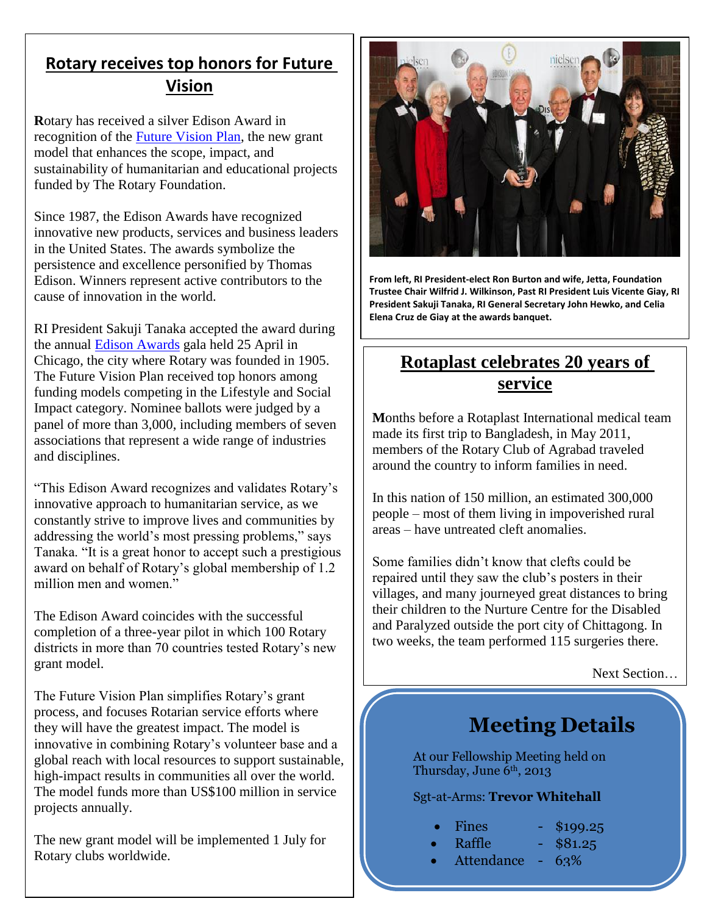## Rotary receives top honors for Future Vision

**R**otary has received a silver Edison Award in recognition of the Future Vision Plan, the new grant model that enhances the scope, impact, and sustainability of humanitarian and educational projects funded by The Rotary Foundation.

Since 1987, the Edison Awards have recognized innovative new products, services and business leaders in the United States. The awards symbolize the persistence and excellence personified by Thomas Edison. Winners represent active contributors to the cause of innovation in the world.

RI President Sakuji Tanaka accepted the award during the annual Edison Awards gala held 25 April in Chicago, the city where Rotary was founded in 1905. The Future Vision Plan received top honors among funding models competing in the Lifestyle and Social Impact category. Nominee ballots were judged by a panel of more than 3,000, including members of seven associations that represent a wide range of industries and disciplines.

"This Edison Award recognizes and validates Rotary's innovative approach to humanitarian service, as we constantly strive to improve lives and communities by addressing the world's most pressing problems," says Tanaka. "It is a great honor to accept such a prestigious award on behalf of Rotary's global membership of 1.2 million men and women."

The Edison Award coincides with the successful completion of a three-year pilot in which 100 Rotary districts in more than 70 countries tested Rotary's new grant model.

The Future Vision Plan simplifies Rotary's grant process, and focuses Rotarian service efforts where they will have the greatest impact. The model is innovative in combining Rotary's volunteer base and a global reach with local resources to support sustainable, high-impact results in communities all over the world. The model funds more than US$100 million in service projects annually.

The new grant model will be implemented 1 July for Rotary clubs worldwide.

**From left, RI President-elect Ron Burton and wife, Jetta, Foundation Trustee Chair Wilfrid J. Wilkinson, Past RI President Luis Vicente Giay, RI President Sakuji Tanaka, RI General Secretary John Hewko, and Celia Elena Cruz de Giay at the awards banquet.**

## Rotaplast celebrates 20 years of service

**M**onths before a Rotaplast International medical team made its first trip to Bangladesh, in May 2011, members of the Rotary Club of Agrabad traveled around the country to inform families in need.

In this nation of 150 million, an estimated 300,000 people – most of them living in impoverished rural areas – have untreated cleft anomalies.

Some families didn't know that clefts could be repaired until they saw the club's posters in their villages, and many journeyed great distances to bring their children to the Nurture Centre for the Disabled and Paralyzed outside the port city of Chittagong. In two weeks, the team performed 115 surgeries there.

Next Section…

## Meeting Details

At our Fellowship Meeting held on Thursday, June 6th, 2013

Sgt-at-Arms: **Trevor Whitehall**

- Fines - $199.25
- Raffle - $81.25
- Attendance - 63%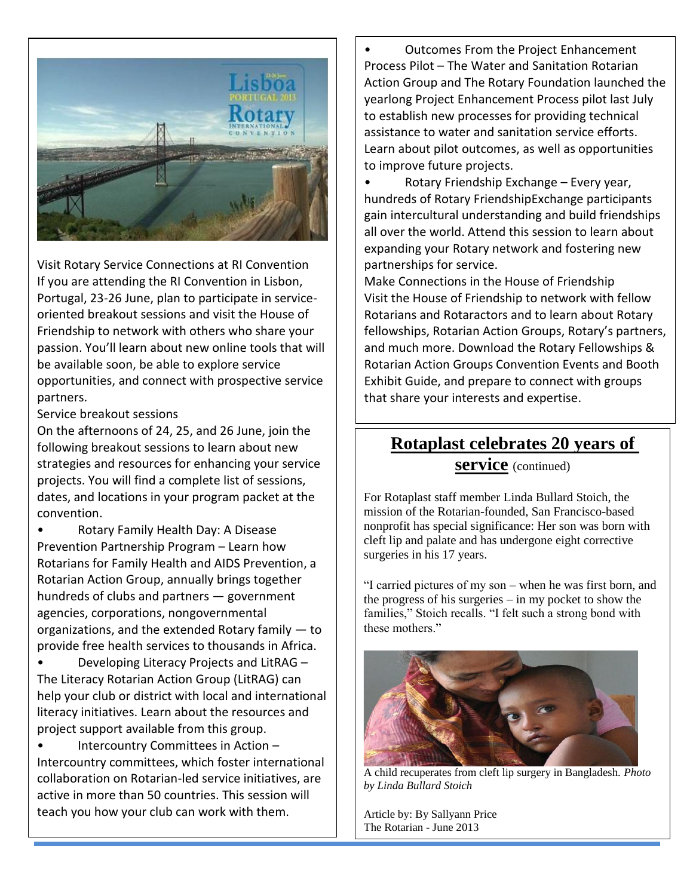Visit Rotary Service Connections at RI Convention

If you are attending the RI Convention in Lisbon, Portugal, 23-26 June, plan to participate in service-oriented breakout sessions and visit the House of Friendship to network with others who share your passion. You'll learn about new online tools that will be available soon, be able to explore service opportunities, and connect with prospective service partners.

Service breakout sessions

On the afternoons of 24, 25, and 26 June, join the following breakout sessions to learn about new strategies and resources for enhancing your service projects. You will find a complete list of sessions, dates, and locations in your program packet at the convention.

- Rotary Family Health Day: A Disease Prevention Partnership Program – Learn how Rotarians for Family Health and AIDS Prevention, a Rotarian Action Group, annually brings together hundreds of clubs and partners — government agencies, corporations, nongovernmental organizations, and the extended Rotary family — to provide free health services to thousands in Africa.
- Developing Literacy Projects and LitRAG – The Literacy Rotarian Action Group (LitRAG) can help your club or district with local and international literacy initiatives. Learn about the resources and project support available from this group.
- Intercountry Committees in Action – Intercountry committees, which foster international collaboration on Rotarian-led service initiatives, are active in more than 50 countries. This session will teach you how your club can work with them.
- Outcomes From the Project Enhancement Process Pilot – The Water and Sanitation Rotarian Action Group and The Rotary Foundation launched the yearlong Project Enhancement Process pilot last July to establish new processes for providing technical assistance to water and sanitation service efforts. Learn about pilot outcomes, as well as opportunities to improve future projects.
- Rotary Friendship Exchange – Every year, hundreds of Rotary FriendshipExchange participants gain intercultural understanding and build friendships all over the world. Attend this session to learn about expanding your Rotary network and fostering new partnerships for service.

Make Connections in the House of Friendship

Visit the House of Friendship to network with fellow Rotarians and Rotaractors and to learn about Rotary fellowships, Rotarian Action Groups, Rotary's partners, and much more. Download the Rotary Fellowships & Rotarian Action Groups Convention Events and Booth Exhibit Guide, and prepare to connect with groups that share your interests and expertise.

## Rotaplast celebrates 20 years of service (continued)

For Rotaplast staff member Linda Bullard Stoich, the mission of the Rotarian-founded, San Francisco-based nonprofit has special significance: Her son was born with cleft lip and palate and has undergone eight corrective surgeries in his 17 years.

"I carried pictures of my son – when he was first born, and the progress of his surgeries – in my pocket to show the families," Stoich recalls. "I felt such a strong bond with these mothers."

A child recuperates from cleft lip surgery in Bangladesh. *Photo by Linda Bullard Stoich*

Article by: By Sallyann Price
The Rotarian - June 2013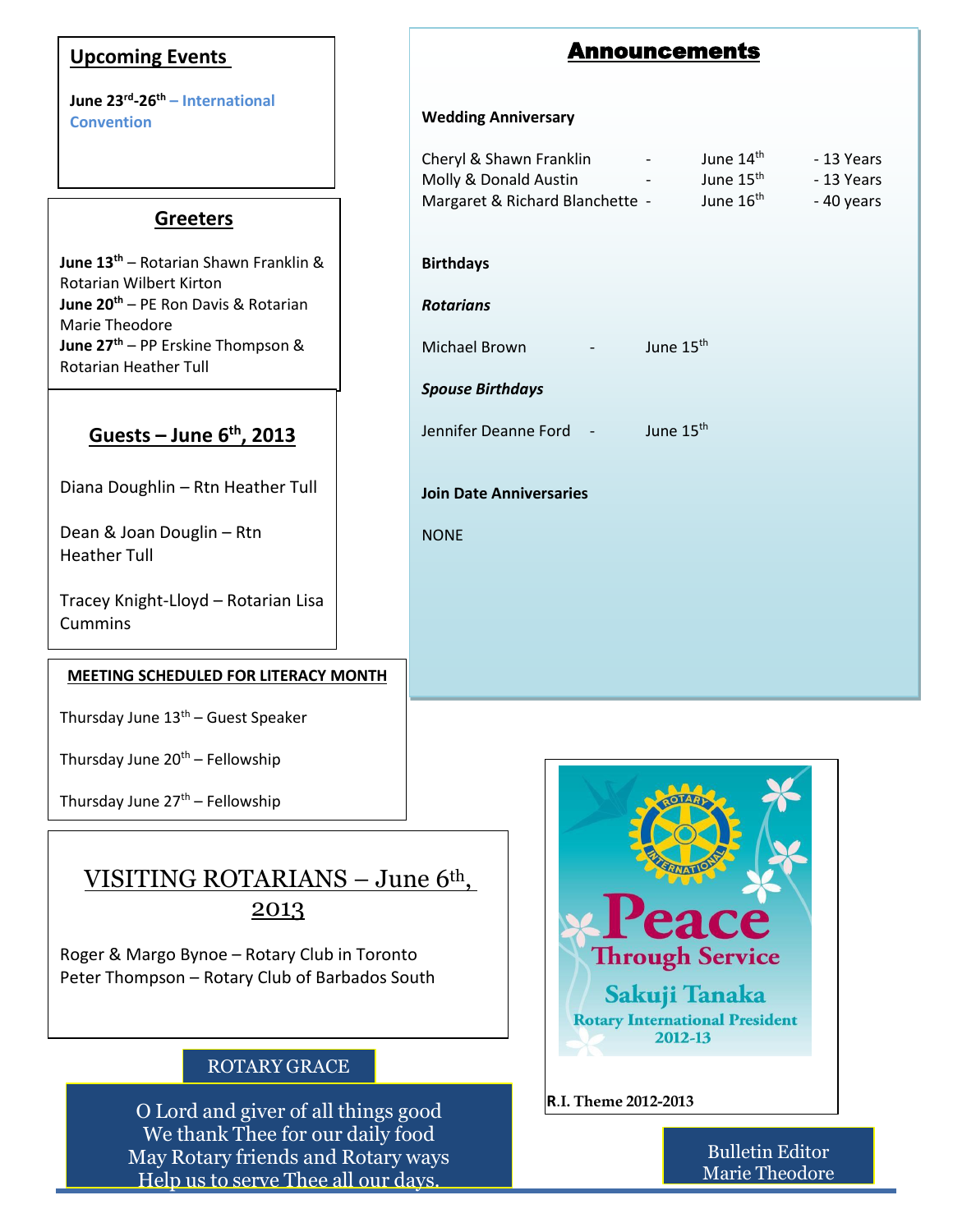## Upcoming Events

**June 23rd-26th** – International Convention

## Greeters

**June 13th** – Rotarian Shawn Franklin & Rotarian Wilbert Kirton
**June 20th** – PE Ron Davis & Rotarian Marie Theodore
**June 27th** – PP Erskine Thompson & Rotarian Heather Tull

## Guests – June 6th, 2013

Diana Doughlin – Rtn Heather Tull

Dean & Joan Douglin – Rtn Heather Tull

Tracey Knight-Lloyd – Rotarian Lisa Cummins

## MEETING SCHEDULED FOR LITERACY MONTH

Thursday June 13th – Guest Speaker

Thursday June 20th – Fellowship

Thursday June 27th – Fellowship

## VISITING ROTARIANS – June 6th, 2013

Roger & Margo Bynoe – Rotary Club in Toronto
Peter Thompson – Rotary Club of Barbados South

## ROTARY GRACE

O Lord and giver of all things good
We thank Thee for our daily food
May Rotary friends and Rotary ways
Help us to serve Thee all our days.

# Announcements

**Wedding Anniversary**

| | | | |
|---|---|---|---|
| Cheryl & Shawn Franklin | - | June 14th | - 13 Years |
| Molly & Donald Austin | - | June 15th | - 13 Years |
| Margaret & Richard Blanchette | - | June 16th | - 40 years |

**Birthdays**

***Rotarians***

Michael Brown - June 15th

***Spouse Birthdays***

Jennifer Deanne Ford - June 15th

**Join Date Anniversaries**

NONE

Peace Through Service
Sakuji Tanaka
Rotary International President 2012-13

**R.I. Theme 2012-2013**

Bulletin Editor
Marie Theodore